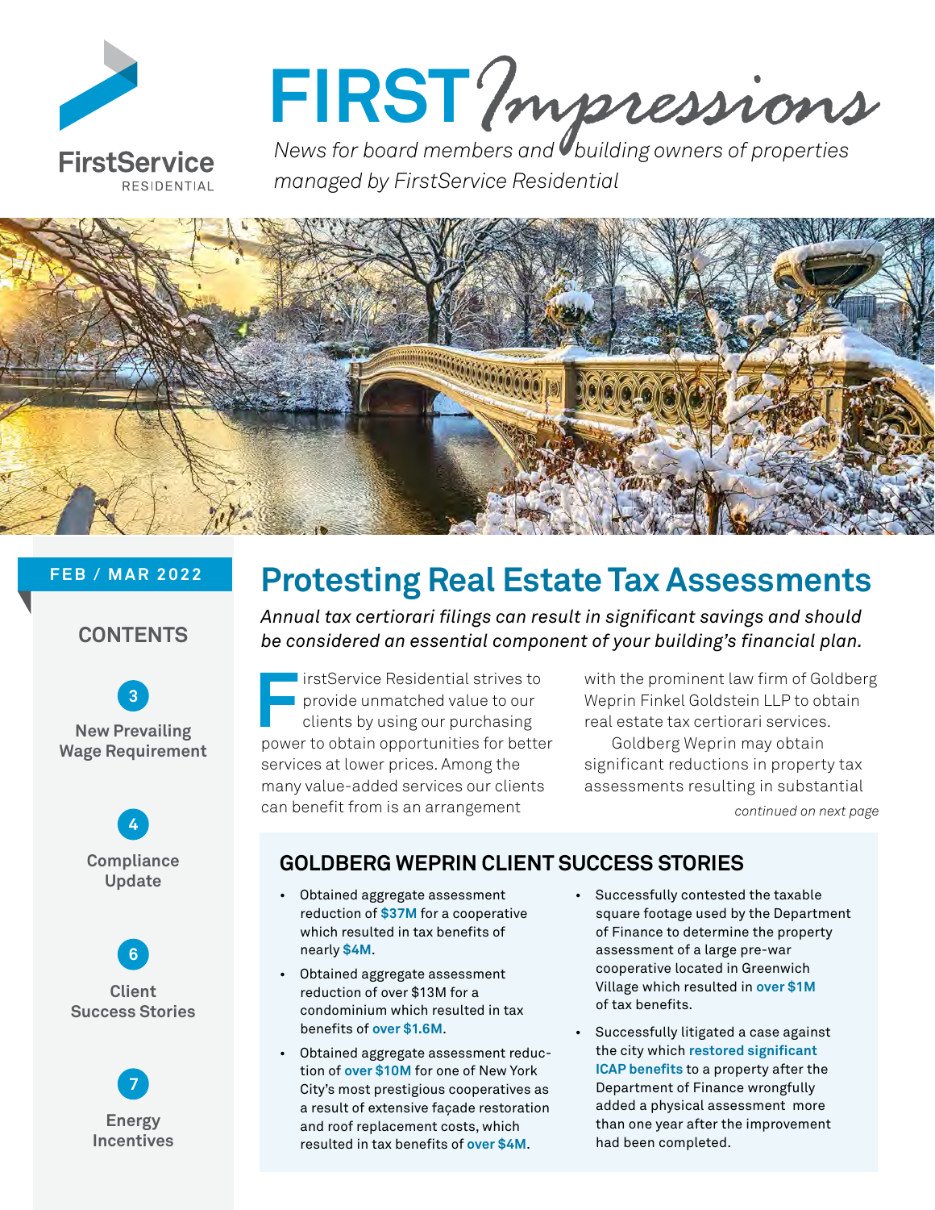# FIRST *Impressions*

*News for board members and building owners of properties managed by FirstService Residential*

FirstService RESIDENTIAL

**FEB / MAR 2022**

## CONTENTS

**3** New Prevailing Wage Requirement

**4** Compliance Update

**6** Client Success Stories

**7** Energy Incentives

# Protesting Real Estate Tax Assessments

*Annual tax certiorari filings can result in significant savings and should be considered an essential component of your building's financial plan.*

FirstService Residential strives to provide unmatched value to our clients by using our purchasing power to obtain opportunities for better services at lower prices. Among the many value-added services our clients can benefit from is an arrangement with the prominent law firm of Goldberg Weprin Finkel Goldstein LLP to obtain real estate tax certiorari services.

Goldberg Weprin may obtain significant reductions in property tax assessments resulting in substantial

*continued on next page*

### GOLDBERG WEPRIN CLIENT SUCCESS STORIES

- Obtained aggregate assessment reduction of **$37M** for a cooperative which resulted in tax benefits of nearly **$4M**.
- Obtained aggregate assessment reduction of over $13M for a condominium which resulted in tax benefits of **over $1.6M**.
- Obtained aggregate assessment reduction of **over $10M** for one of New York City's most prestigious cooperatives as a result of extensive façade restoration and roof replacement costs, which resulted in tax benefits of **over $4M**.
- Successfully contested the taxable square footage used by the Department of Finance to determine the property assessment of a large pre-war cooperative located in Greenwich Village which resulted in **over $1M** of tax benefits.
- Successfully litigated a case against the city which **restored significant ICAP benefits** to a property after the Department of Finance wrongfully added a physical assessment more than one year after the improvement had been completed.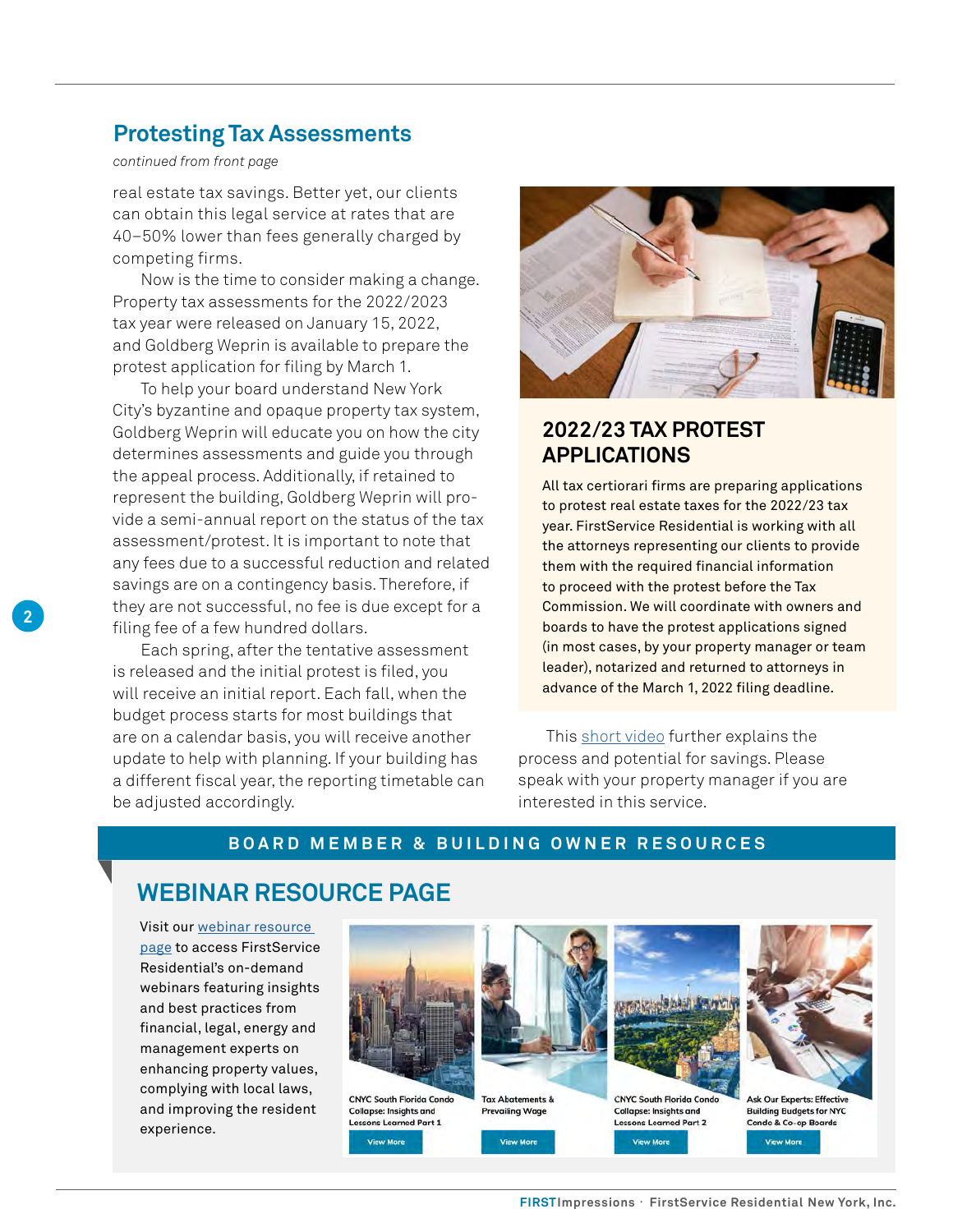## Protesting Tax Assessments

*continued from front page*

real estate tax savings. Better yet, our clients can obtain this legal service at rates that are 40–50% lower than fees generally charged by competing firms.

Now is the time to consider making a change. Property tax assessments for the 2022/2023 tax year were released on January 15, 2022, and Goldberg Weprin is available to prepare the protest application for filing by March 1.

To help your board understand New York City's byzantine and opaque property tax system, Goldberg Weprin will educate you on how the city determines assessments and guide you through the appeal process. Additionally, if retained to represent the building, Goldberg Weprin will provide a semi-annual report on the status of the tax assessment/protest. It is important to note that any fees due to a successful reduction and related savings are on a contingency basis. Therefore, if they are not successful, no fee is due except for a filing fee of a few hundred dollars.

Each spring, after the tentative assessment is released and the initial protest is filed, you will receive an initial report. Each fall, when the budget process starts for most buildings that are on a calendar basis, you will receive another update to help with planning. If your building has a different fiscal year, the reporting timetable can be adjusted accordingly.

### 2022/23 TAX PROTEST APPLICATIONS

All tax certiorari firms are preparing applications to protest real estate taxes for the 2022/23 tax year. FirstService Residential is working with all the attorneys representing our clients to provide them with the required financial information to proceed with the protest before the Tax Commission. We will coordinate with owners and boards to have the protest applications signed (in most cases, by your property manager or team leader), notarized and returned to attorneys in advance of the March 1, 2022 filing deadline.

This short video further explains the process and potential for savings. Please speak with your property manager if you are interested in this service.

**BOARD MEMBER & BUILDING OWNER RESOURCES**

## WEBINAR RESOURCE PAGE

Visit our webinar resource page to access FirstService Residential's on-demand webinars featuring insights and best practices from financial, legal, energy and management experts on enhancing property values, complying with local laws, and improving the resident experience.

- CNYC South Florida Condo Collapse: Insights and Lessons Learned Part 1 — View More
- Tax Abatements & Prevailing Wage — View More
- CNYC South Florida Condo Collapse: Insights and Lessons Learned Part 2 — View More
- Ask Our Experts: Effective Building Budgets for NYC Condo & Co-op Boards — View More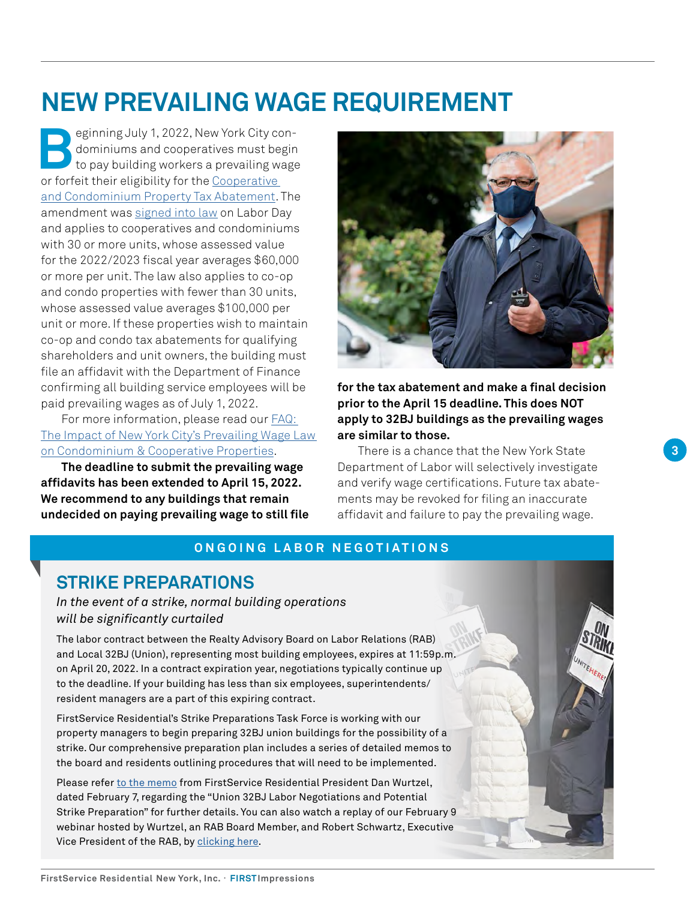# NEW PREVAILING WAGE REQUIREMENT

Beginning July 1, 2022, New York City condominiums and cooperatives must begin to pay building workers a prevailing wage or forfeit their eligibility for the Cooperative and Condominium Property Tax Abatement. The amendment was signed into law on Labor Day and applies to cooperatives and condominiums with 30 or more units, whose assessed value for the 2022/2023 fiscal year averages $60,000 or more per unit. The law also applies to co-op and condo properties with fewer than 30 units, whose assessed value averages $100,000 per unit or more. If these properties wish to maintain co-op and condo tax abatements for qualifying shareholders and unit owners, the building must file an affidavit with the Department of Finance confirming all building service employees will be paid prevailing wages as of July 1, 2022.

For more information, please read our FAQ: The Impact of New York City's Prevailing Wage Law on Condominium & Cooperative Properties.

**The deadline to submit the prevailing wage affidavits has been extended to April 15, 2022. We recommend to any buildings that remain undecided on paying prevailing wage to still file for the tax abatement and make a final decision prior to the April 15 deadline. This does NOT apply to 32BJ buildings as the prevailing wages are similar to those.**

There is a chance that the New York State Department of Labor will selectively investigate and verify wage certifications. Future tax abatements may be revoked for filing an inaccurate affidavit and failure to pay the prevailing wage.

ONGOING LABOR NEGOTIATIONS

## STRIKE PREPARATIONS

*In the event of a strike, normal building operations will be significantly curtailed*

The labor contract between the Realty Advisory Board on Labor Relations (RAB) and Local 32BJ (Union), representing most building employees, expires at 11:59p.m. on April 20, 2022. In a contract expiration year, negotiations typically continue up to the deadline. If your building has less than six employees, superintendents/resident managers are a part of this expiring contract.

FirstService Residential's Strike Preparations Task Force is working with our property managers to begin preparing 32BJ union buildings for the possibility of a strike. Our comprehensive preparation plan includes a series of detailed memos to the board and residents outlining procedures that will need to be implemented.

Please refer to the memo from FirstService Residential President Dan Wurtzel, dated February 7, regarding the "Union 32BJ Labor Negotiations and Potential Strike Preparation" for further details. You can also watch a replay of our February 9 webinar hosted by Wurtzel, an RAB Board Member, and Robert Schwartz, Executive Vice President of the RAB, by clicking here.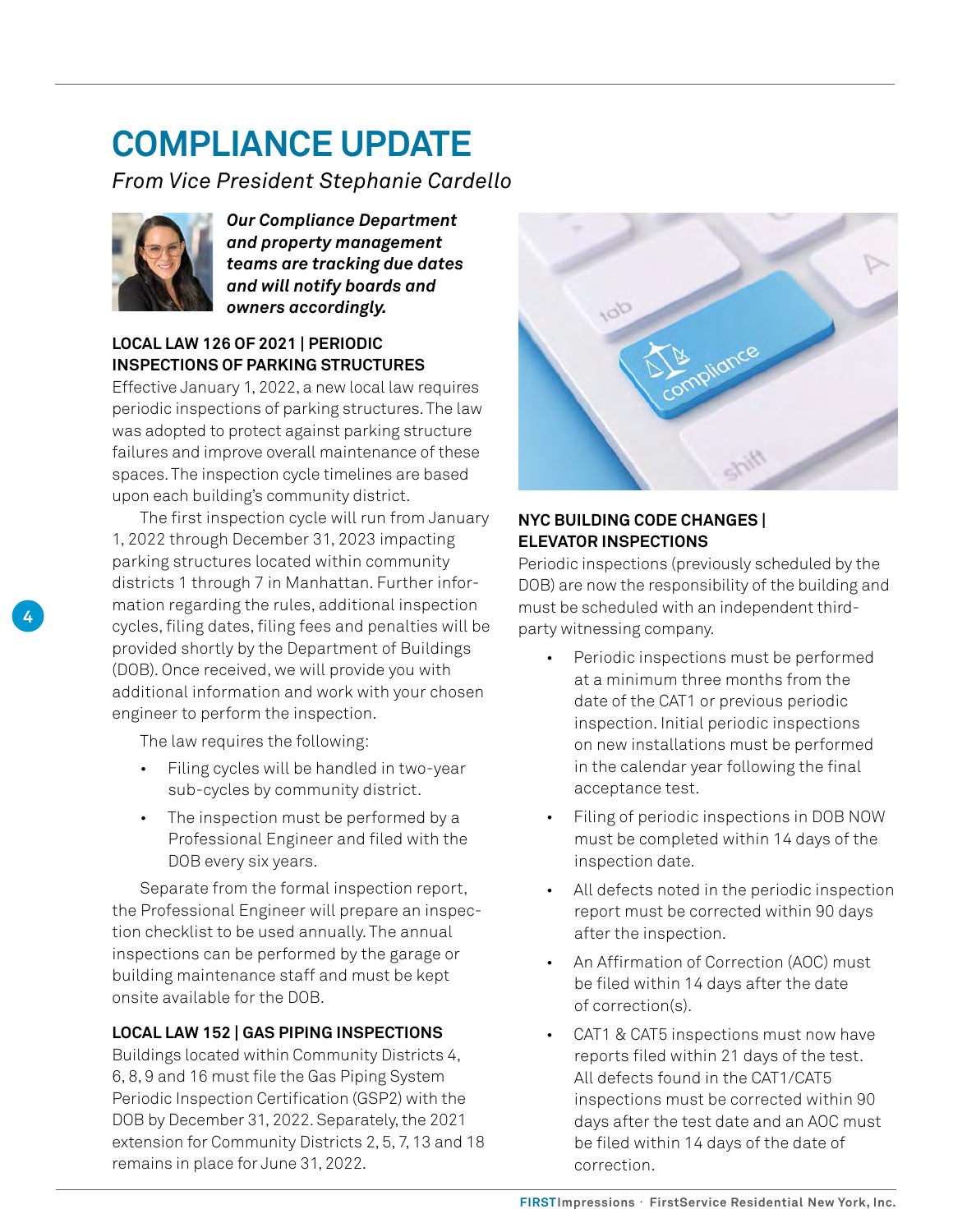# COMPLIANCE UPDATE

*From Vice President Stephanie Cardello*

***Our Compliance Department and property management teams are tracking due dates and will notify boards and owners accordingly.***

### LOCAL LAW 126 OF 2021 | PERIODIC INSPECTIONS OF PARKING STRUCTURES

Effective January 1, 2022, a new local law requires periodic inspections of parking structures. The law was adopted to protect against parking structure failures and improve overall maintenance of these spaces. The inspection cycle timelines are based upon each building's community district.

The first inspection cycle will run from January 1, 2022 through December 31, 2023 impacting parking structures located within community districts 1 through 7 in Manhattan. Further information regarding the rules, additional inspection cycles, filing dates, filing fees and penalties will be provided shortly by the Department of Buildings (DOB). Once received, we will provide you with additional information and work with your chosen engineer to perform the inspection.

The law requires the following:

- Filing cycles will be handled in two-year sub-cycles by community district.
- The inspection must be performed by a Professional Engineer and filed with the DOB every six years.

Separate from the formal inspection report, the Professional Engineer will prepare an inspection checklist to be used annually. The annual inspections can be performed by the garage or building maintenance staff and must be kept onsite available for the DOB.

### LOCAL LAW 152 | GAS PIPING INSPECTIONS

Buildings located within Community Districts 4, 6, 8, 9 and 16 must file the Gas Piping System Periodic Inspection Certification (GSP2) with the DOB by December 31, 2022. Separately, the 2021 extension for Community Districts 2, 5, 7, 13 and 18 remains in place for June 31, 2022.

### NYC BUILDING CODE CHANGES | ELEVATOR INSPECTIONS

Periodic inspections (previously scheduled by the DOB) are now the responsibility of the building and must be scheduled with an independent third-party witnessing company.

- Periodic inspections must be performed at a minimum three months from the date of the CAT1 or previous periodic inspection. Initial periodic inspections on new installations must be performed in the calendar year following the final acceptance test.
- Filing of periodic inspections in DOB NOW must be completed within 14 days of the inspection date.
- All defects noted in the periodic inspection report must be corrected within 90 days after the inspection.
- An Affirmation of Correction (AOC) must be filed within 14 days after the date of correction(s).
- CAT1 & CAT5 inspections must now have reports filed within 21 days of the test. All defects found in the CAT1/CAT5 inspections must be corrected within 90 days after the test date and an AOC must be filed within 14 days of the date of correction.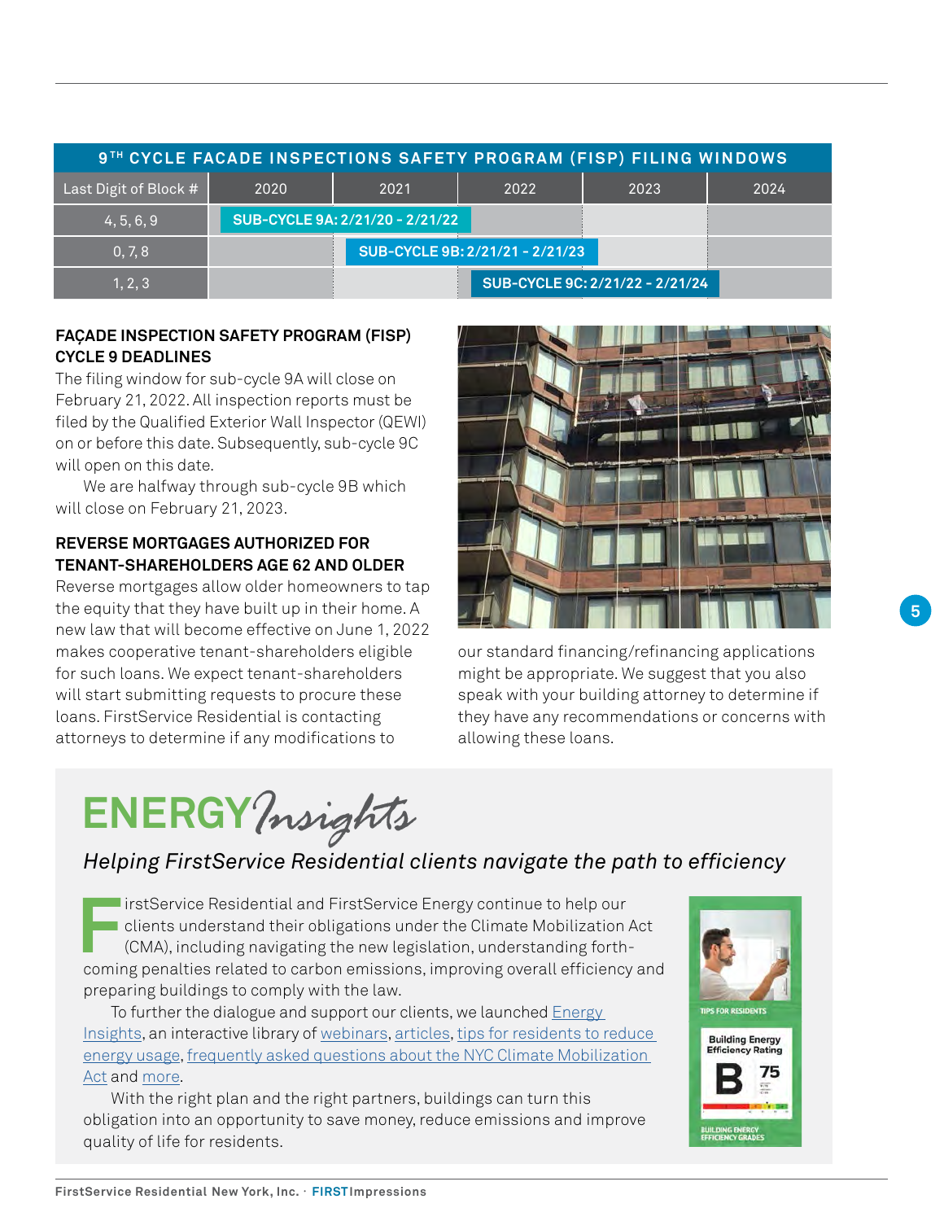| 9TH CYCLE FACADE INSPECTIONS SAFETY PROGRAM (FISP) FILING WINDOWS | | | | | |
|---|---|---|---|---|---|
| Last Digit of Block # | 2020 | 2021 | 2022 | 2023 | 2024 |
| 4, 5, 6, 9 | SUB-CYCLE 9A: 2/21/20 - 2/21/22 | | | | |
| 0, 7, 8 | | SUB-CYCLE 9B: 2/21/21 - 2/21/23 | | | |
| 1, 2, 3 | | | SUB-CYCLE 9C: 2/21/22 - 2/21/24 | | |

### FAÇADE INSPECTION SAFETY PROGRAM (FISP) CYCLE 9 DEADLINES

The filing window for sub-cycle 9A will close on February 21, 2022. All inspection reports must be filed by the Qualified Exterior Wall Inspector (QEWI) on or before this date. Subsequently, sub-cycle 9C will open on this date.

We are halfway through sub-cycle 9B which will close on February 21, 2023.

### REVERSE MORTGAGES AUTHORIZED FOR TENANT-SHAREHOLDERS AGE 62 AND OLDER

Reverse mortgages allow older homeowners to tap the equity that they have built up in their home. A new law that will become effective on June 1, 2022 makes cooperative tenant-shareholders eligible for such loans. We expect tenant-shareholders will start submitting requests to procure these loans. FirstService Residential is contacting attorneys to determine if any modifications to our standard financing/refinancing applications might be appropriate. We suggest that you also speak with your building attorney to determine if they have any recommendations or concerns with allowing these loans.

## ENERGY *Insights*

*Helping FirstService Residential clients navigate the path to efficiency*

FirstService Residential and FirstService Energy continue to help our clients understand their obligations under the Climate Mobilization Act (CMA), including navigating the new legislation, understanding forth-coming penalties related to carbon emissions, improving overall efficiency and preparing buildings to comply with the law.

To further the dialogue and support our clients, we launched Energy Insights, an interactive library of webinars, articles, tips for residents to reduce energy usage, frequently asked questions about the NYC Climate Mobilization Act and more.

With the right plan and the right partners, buildings can turn this obligation into an opportunity to save money, reduce emissions and improve quality of life for residents.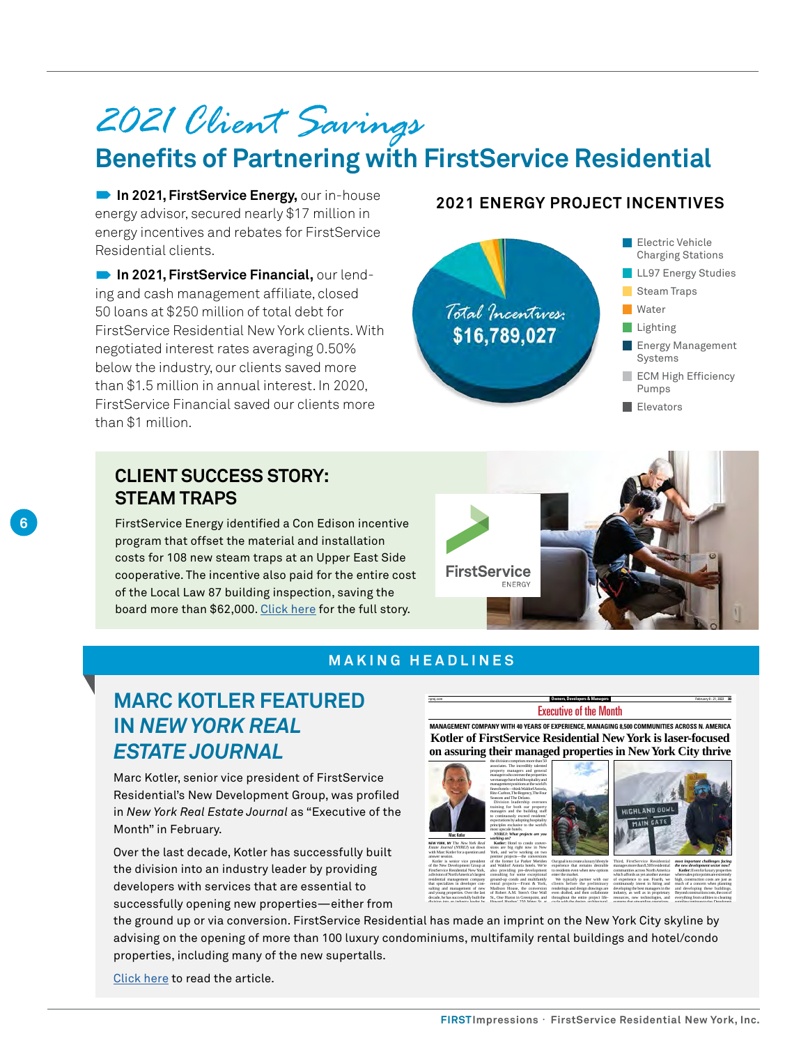# 2021 Client Savings

## Benefits of Partnering with FirstService Residential

**In 2021, FirstService Energy,** our in-house energy advisor, secured nearly $17 million in energy incentives and rebates for FirstService Residential clients.

**In 2021, FirstService Financial,** our lending and cash management affiliate, closed 50 loans at $250 million of total debt for FirstService Residential New York clients. With negotiated interest rates averaging 0.50% below the industry, our clients saved more than $1.5 million in annual interest. In 2020, FirstService Financial saved our clients more than $1 million.

### 2021 ENERGY PROJECT INCENTIVES

Total Incentives: **$16,789,027**

- Electric Vehicle Charging Stations
- LL97 Energy Studies
- Steam Traps
- Water
- Lighting
- Energy Management Systems
- ECM High Efficiency Pumps
- Elevators

### CLIENT SUCCESS STORY: STEAM TRAPS

FirstService Energy identified a Con Edison incentive program that offset the material and installation costs for 108 new steam traps at an Upper East Side cooperative. The incentive also paid for the entire cost of the Local Law 87 building inspection, saving the board more than $62,000. Click here for the full story.

FirstService ENERGY

## MAKING HEADLINES

### MARC KOTLER FEATURED IN *NEW YORK REAL ESTATE JOURNAL*

Marc Kotler, senior vice president of FirstService Residential's New Development Group, was profiled in *New York Real Estate Journal* as "Executive of the Month" in February.

Over the last decade, Kotler has successfully built the division into an industry leader by providing developers with services that are essential to successfully opening new properties—either from the ground up or via conversion. FirstService Residential has made an imprint on the New York City skyline by advising on the opening of more than 100 luxury condominiums, multifamily rental buildings and hotel/condo properties, including many of the new supertalls.

Click here to read the article.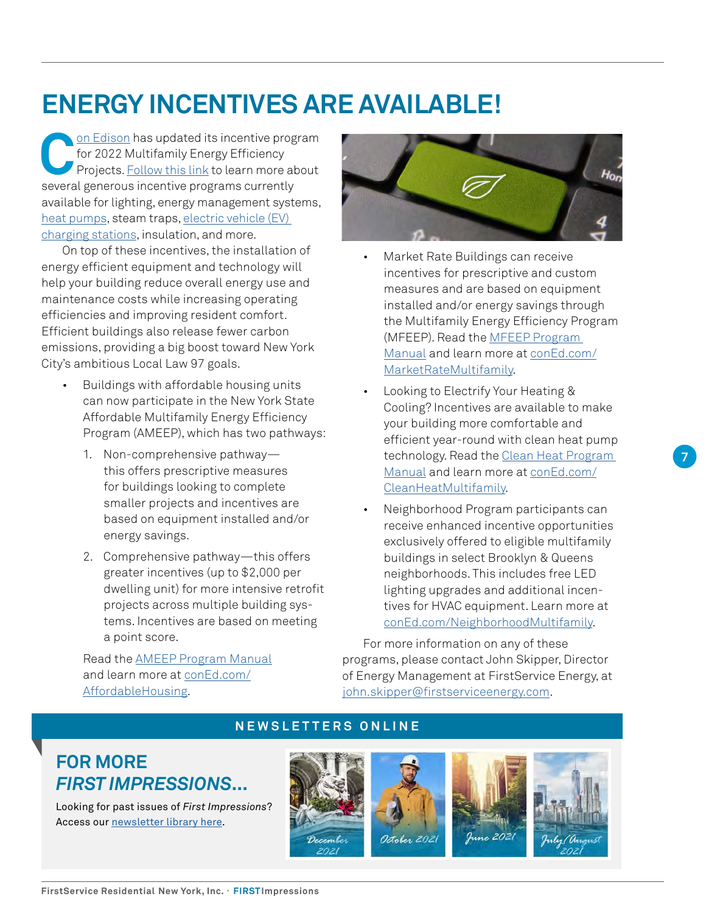# ENERGY INCENTIVES ARE AVAILABLE!

Con Edison has updated its incentive program for 2022 Multifamily Energy Efficiency Projects. Follow this link to learn more about several generous incentive programs currently available for lighting, energy management systems, heat pumps, steam traps, electric vehicle (EV) charging stations, insulation, and more.

On top of these incentives, the installation of energy efficient equipment and technology will help your building reduce overall energy use and maintenance costs while increasing operating efficiencies and improving resident comfort. Efficient buildings also release fewer carbon emissions, providing a big boost toward New York City's ambitious Local Law 97 goals.

- Buildings with affordable housing units can now participate in the New York State Affordable Multifamily Energy Efficiency Program (AMEEP), which has two pathways:
  1. Non-comprehensive pathway—this offers prescriptive measures for buildings looking to complete smaller projects and incentives are based on equipment installed and/or energy savings.
  2. Comprehensive pathway—this offers greater incentives (up to $2,000 per dwelling unit) for more intensive retrofit projects across multiple building systems. Incentives are based on meeting a point score.

  Read the AMEEP Program Manual and learn more at conEd.com/AffordableHousing.

- Market Rate Buildings can receive incentives for prescriptive and custom measures and are based on equipment installed and/or energy savings through the Multifamily Energy Efficiency Program (MFEEP). Read the MFEEP Program Manual and learn more at conEd.com/MarketRateMultifamily.
- Looking to Electrify Your Heating & Cooling? Incentives are available to make your building more comfortable and efficient year-round with clean heat pump technology. Read the Clean Heat Program Manual and learn more at conEd.com/CleanHeatMultifamily.
- Neighborhood Program participants can receive enhanced incentive opportunities exclusively offered to eligible multifamily buildings in select Brooklyn & Queens neighborhoods. This includes free LED lighting upgrades and additional incentives for HVAC equipment. Learn more at conEd.com/NeighborhoodMultifamily.

For more information on any of these programs, please contact John Skipper, Director of Energy Management at FirstService Energy, at john.skipper@firstserviceenergy.com.

## NEWSLETTERS ONLINE

### FOR MORE *FIRST IMPRESSIONS*...

Looking for past issues of *First Impressions*? Access our newsletter library here.

December 2021

October 2021

June 2021

July/August 2021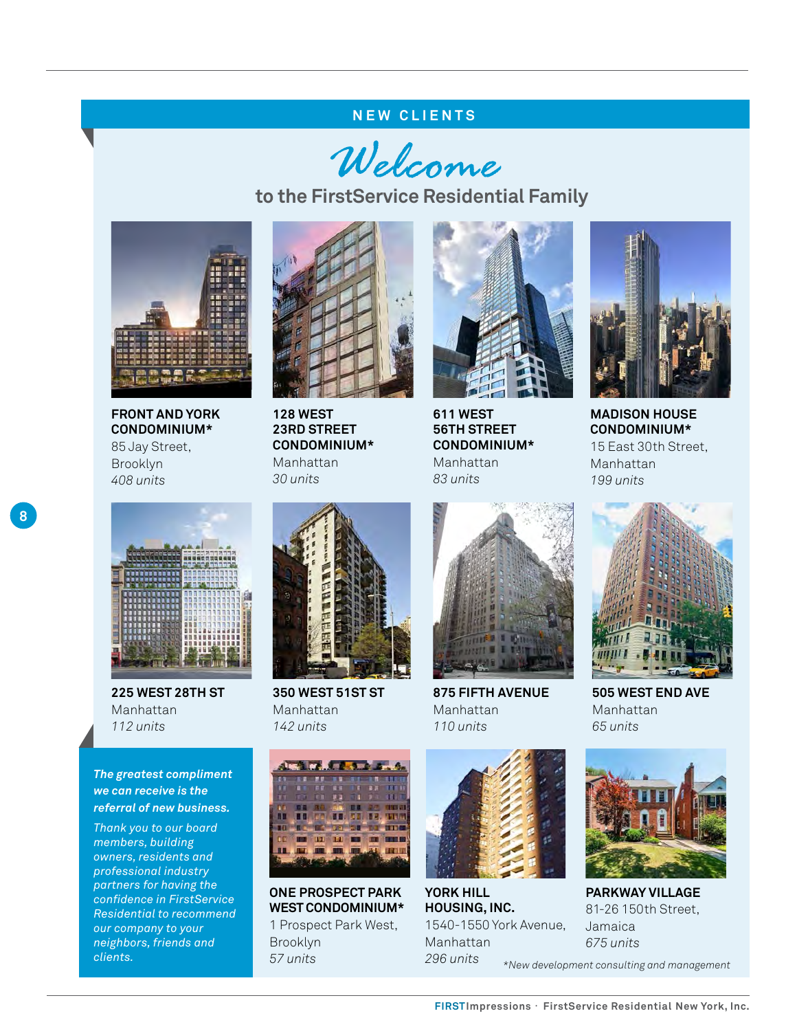## NEW CLIENTS

# Welcome

### to the FirstService Residential Family

**FRONT AND YORK CONDOMINIUM***
85 Jay Street, Brooklyn
*408 units*

**128 WEST 23RD STREET CONDOMINIUM***
Manhattan
*30 units*

**611 WEST 56TH STREET CONDOMINIUM***
Manhattan
*83 units*

**MADISON HOUSE CONDOMINIUM***
15 East 30th Street, Manhattan
*199 units*

**225 WEST 28TH ST**
Manhattan
*112 units*

**350 WEST 51ST ST**
Manhattan
*142 units*

**875 FIFTH AVENUE**
Manhattan
*110 units*

**505 WEST END AVE**
Manhattan
*65 units*

***The greatest compliment we can receive is the referral of new business.***

*Thank you to our board members, building owners, residents and professional industry partners for having the confidence in FirstService Residential to recommend our company to your neighbors, friends and clients.*

**ONE PROSPECT PARK WEST CONDOMINIUM***
1 Prospect Park West, Brooklyn
*57 units*

**YORK HILL HOUSING, INC.**
1540-1550 York Avenue, Manhattan
*296 units*

**PARKWAY VILLAGE**
81-26 150th Street, Jamaica
*675 units*

*\*New development consulting and management*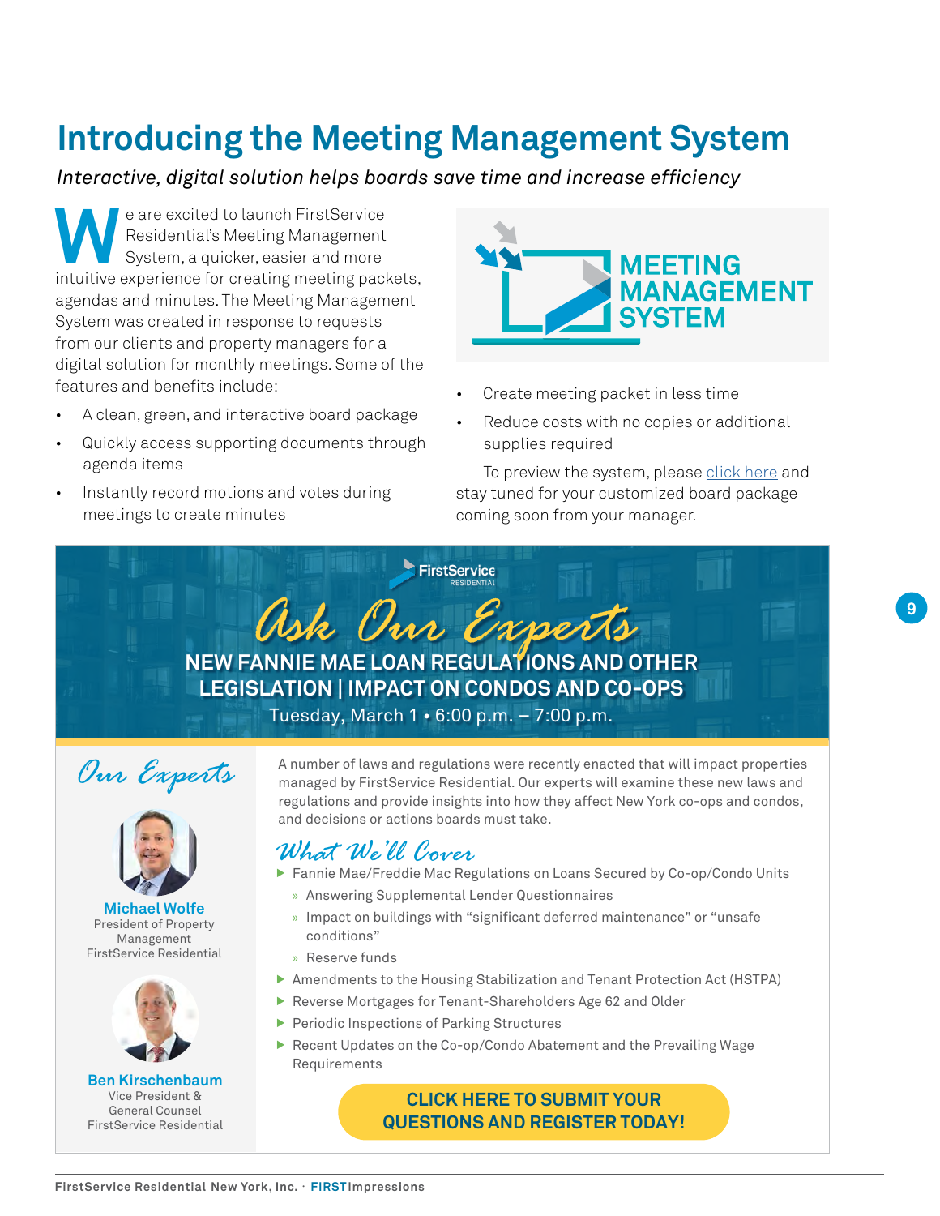# Introducing the Meeting Management System

*Interactive, digital solution helps boards save time and increase efficiency*

We are excited to launch FirstService Residential's Meeting Management System, a quicker, easier and more intuitive experience for creating meeting packets, agendas and minutes. The Meeting Management System was created in response to requests from our clients and property managers for a digital solution for monthly meetings. Some of the features and benefits include:

- A clean, green, and interactive board package
- Quickly access supporting documents through agenda items
- Instantly record motions and votes during meetings to create minutes
- Create meeting packet in less time
- Reduce costs with no copies or additional supplies required

To preview the system, please click here and stay tuned for your customized board package coming soon from your manager.

## Ask Our Experts

### NEW FANNIE MAE LOAN REGULATIONS AND OTHER LEGISLATION | IMPACT ON CONDOS AND CO-OPS

Tuesday, March 1 • 6:00 p.m. – 7:00 p.m.

### Our Experts

**Michael Wolfe**
President of Property Management
FirstService Residential

**Ben Kirschenbaum**
Vice President & General Counsel
FirstService Residential

A number of laws and regulations were recently enacted that will impact properties managed by FirstService Residential. Our experts will examine these new laws and regulations and provide insights into how they affect New York co-ops and condos, and decisions or actions boards must take.

### What We'll Cover

- Fannie Mae/Freddie Mac Regulations on Loans Secured by Co-op/Condo Units
  - Answering Supplemental Lender Questionnaires
  - Impact on buildings with "significant deferred maintenance" or "unsafe conditions"
  - Reserve funds
- Amendments to the Housing Stabilization and Tenant Protection Act (HSTPA)
- Reverse Mortgages for Tenant-Shareholders Age 62 and Older
- Periodic Inspections of Parking Structures
- Recent Updates on the Co-op/Condo Abatement and the Prevailing Wage Requirements

**CLICK HERE TO SUBMIT YOUR QUESTIONS AND REGISTER TODAY!**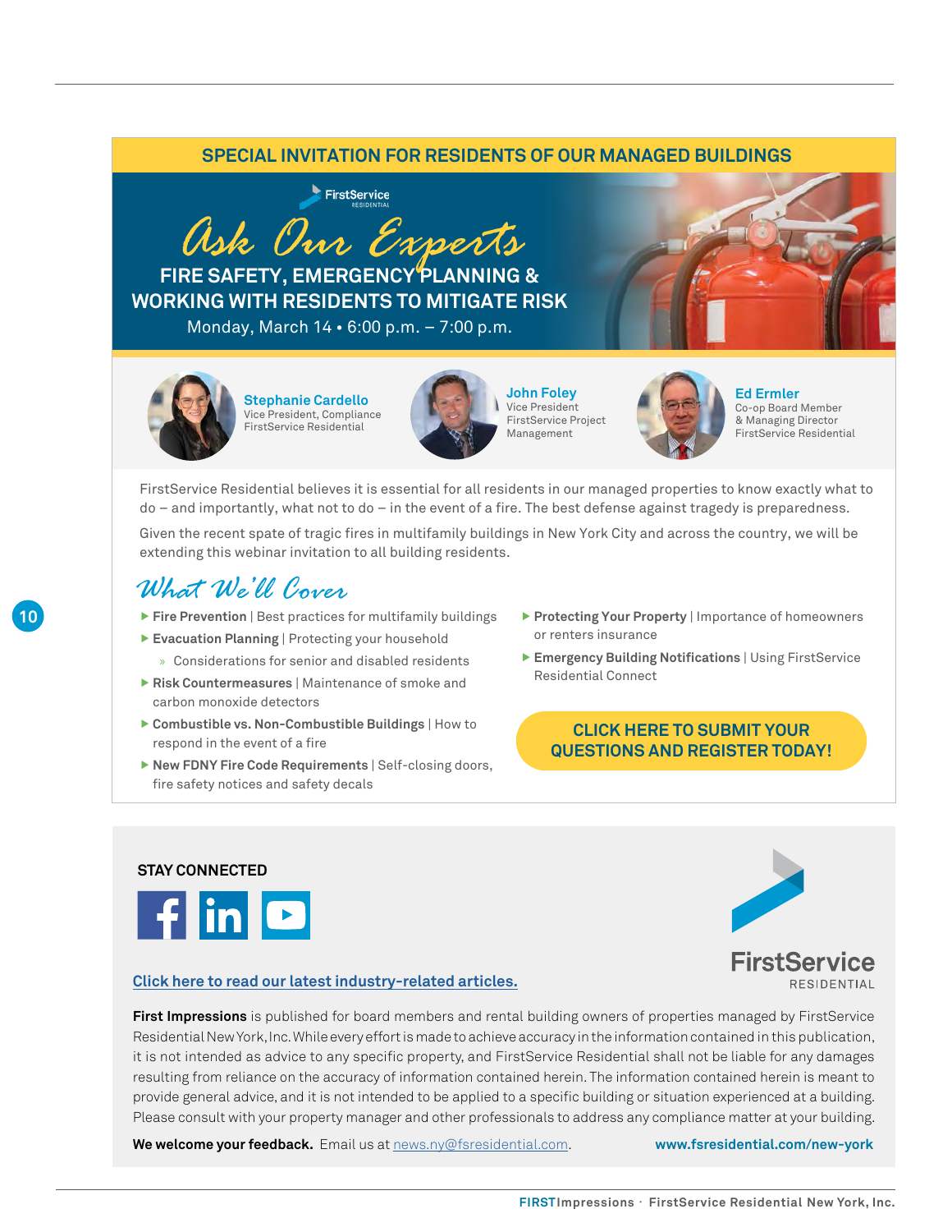## SPECIAL INVITATION FOR RESIDENTS OF OUR MANAGED BUILDINGS

FirstService RESIDENTIAL

# *Ask Our Experts*

## FIRE SAFETY, EMERGENCY PLANNING & WORKING WITH RESIDENTS TO MITIGATE RISK

Monday, March 14 • 6:00 p.m. – 7:00 p.m.

**Stephanie Cardello**
Vice President, Compliance
FirstService Residential

**John Foley**
Vice President
FirstService Project Management

**Ed Ermler**
Co-op Board Member & Managing Director
FirstService Residential

FirstService Residential believes it is essential for all residents in our managed properties to know exactly what to do – and importantly, what not to do – in the event of a fire. The best defense against tragedy is preparedness.

Given the recent spate of tragic fires in multifamily buildings in New York City and across the country, we will be extending this webinar invitation to all building residents.

### *What We'll Cover*

- **Fire Prevention** | Best practices for multifamily buildings
- **Evacuation Planning** | Protecting your household
  - Considerations for senior and disabled residents
- **Risk Countermeasures** | Maintenance of smoke and carbon monoxide detectors
- **Combustible vs. Non-Combustible Buildings** | How to respond in the event of a fire
- **New FDNY Fire Code Requirements** | Self-closing doors, fire safety notices and safety decals
- **Protecting Your Property** | Importance of homeowners or renters insurance
- **Emergency Building Notifications** | Using FirstService Residential Connect

**CLICK HERE TO SUBMIT YOUR QUESTIONS AND REGISTER TODAY!**

**STAY CONNECTED**

Click here to read our latest industry-related articles.

FirstService RESIDENTIAL

**First Impressions** is published for board members and rental building owners of properties managed by FirstService Residential New York, Inc. While every effort is made to achieve accuracy in the information contained in this publication, it is not intended as advice to any specific property, and FirstService Residential shall not be liable for any damages resulting from reliance on the accuracy of information contained herein. The information contained herein is meant to provide general advice, and it is not intended to be applied to a specific building or situation experienced at a building. Please consult with your property manager and other professionals to address any compliance matter at your building.

**We welcome your feedback.** Email us at news.ny@fsresidential.com.

**www.fsresidential.com/new-york**